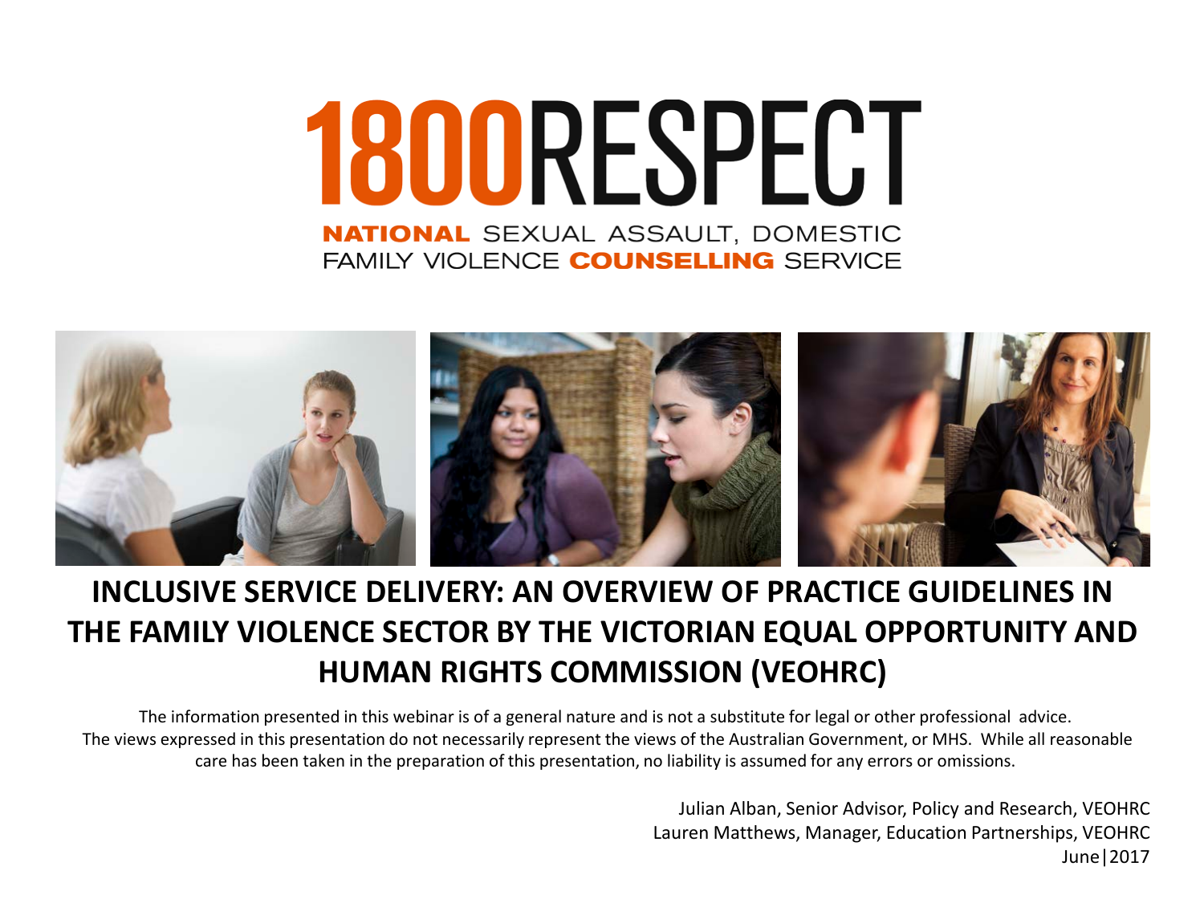# 1800RESPECT

**NATIONAL** SEXUAL ASSAULT, DOMESTIC FAMILY VIOLENCE **COUNSELLING** SERVICE

## INCLUSIVE SERVICE DELIVERY: AN OVERVIEW OF PRACTICE GUIDELINES IN THE FAMILY VIOLENCE SECTOR BY THE VICTORIAN EQUAL OPPORTUNITY AND HUMAN RIGHTS COMMISSION (VEOHRC)

The information presented in this webinar is of a general nature and is not a substitute for legal or other professional advice. The views expressed in this presentation do not necessarily represent the views of the Australian Government, or MHS. While all reasonable care has been taken in the preparation of this presentation, no liability is assumed for any errors or omissions.

Julian Alban, Senior Advisor, Policy and Research, VEOHRC
Lauren Matthews, Manager, Education Partnerships, VEOHRC
June|2017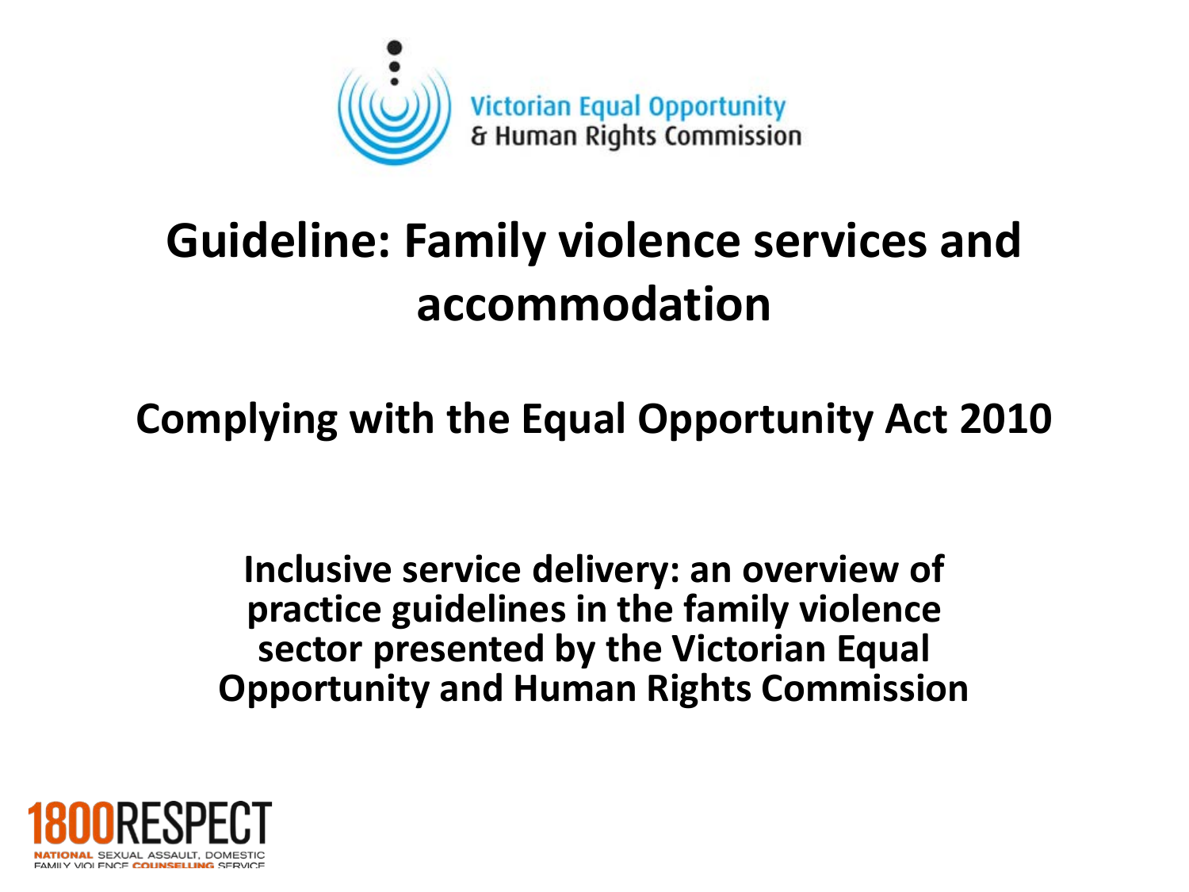Victorian Equal Opportunity & Human Rights Commission

# Guideline: Family violence services and accommodation

## Complying with the Equal Opportunity Act 2010

**Inclusive service delivery: an overview of practice guidelines in the family violence sector presented by the Victorian Equal Opportunity and Human Rights Commission**

1800RESPECT

NATIONAL SEXUAL ASSAULT, DOMESTIC FAMILY VIOLENCE COUNSELLING SERVICE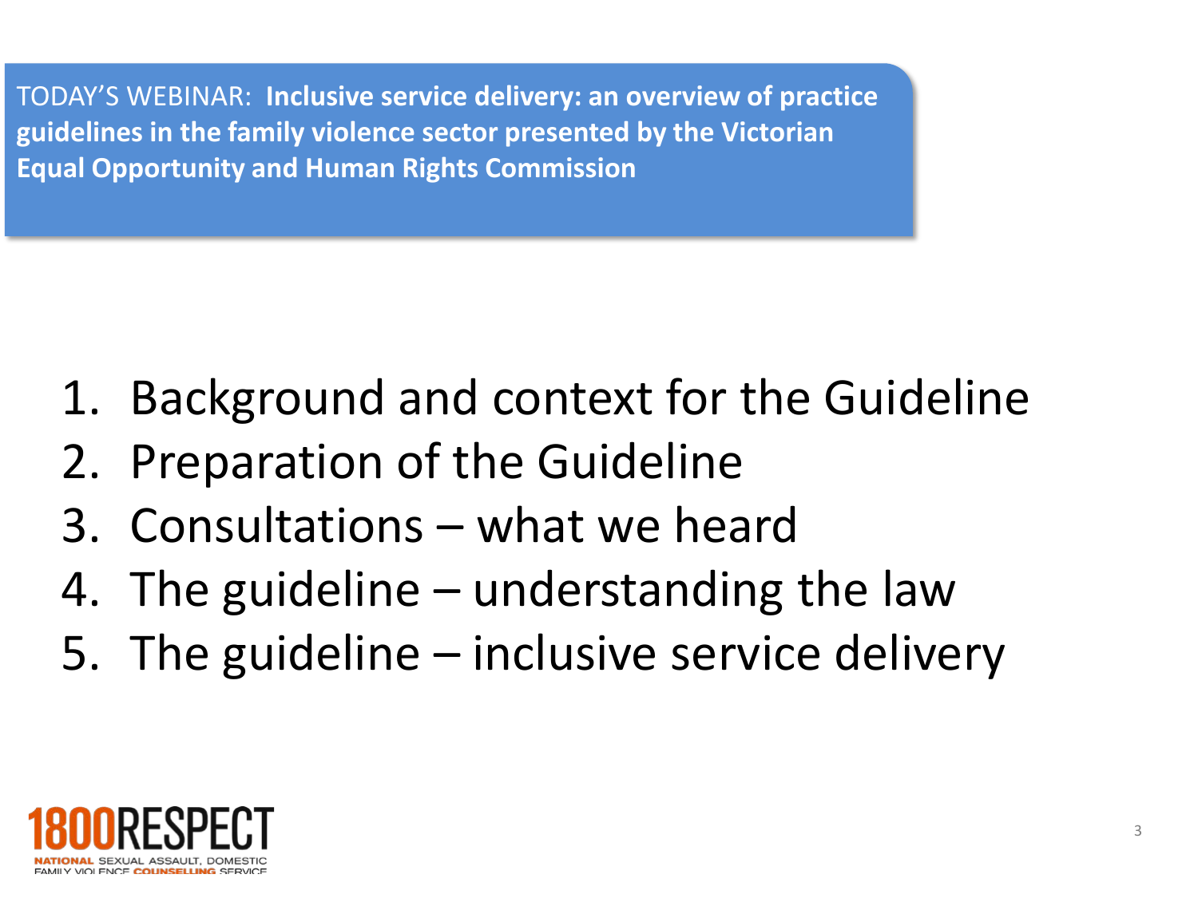TODAY'S WEBINAR: **Inclusive service delivery: an overview of practice guidelines in the family violence sector presented by the Victorian Equal Opportunity and Human Rights Commission**

1. Background and context for the Guideline
2. Preparation of the Guideline
3. Consultations – what we heard
4. The guideline – understanding the law
5. The guideline – inclusive service delivery

1800RESPECT
NATIONAL SEXUAL ASSAULT, DOMESTIC FAMILY VIOLENCE COUNSELLING SERVICE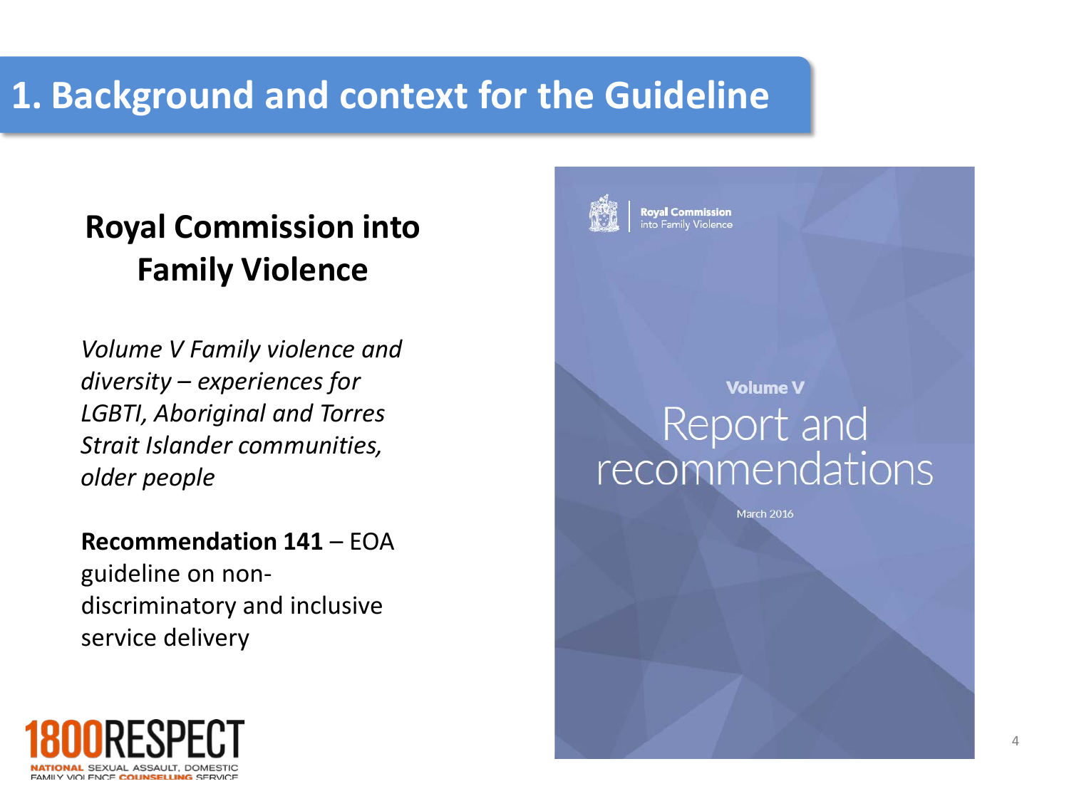# 1. Background and context for the Guideline

## Royal Commission into Family Violence

*Volume V Family violence and diversity – experiences for LGBTI, Aboriginal and Torres Strait Islander communities, older people*

**Recommendation 141** – EOA guideline on non-discriminatory and inclusive service delivery

Royal Commission into Family Violence

Volume V

Report and recommendations

March 2016

1800RESPECT

NATIONAL SEXUAL ASSAULT, DOMESTIC FAMILY VIOLENCE COUNSELLING SERVICE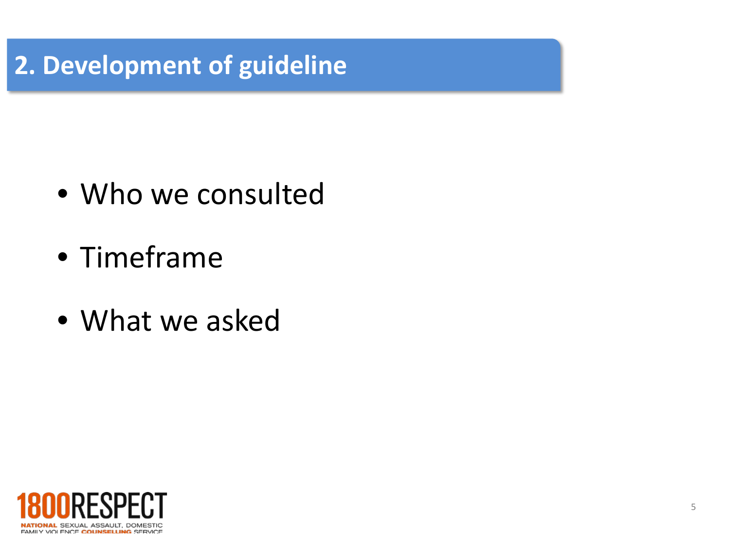## 2. Development of guideline

- Who we consulted
- Timeframe
- What we asked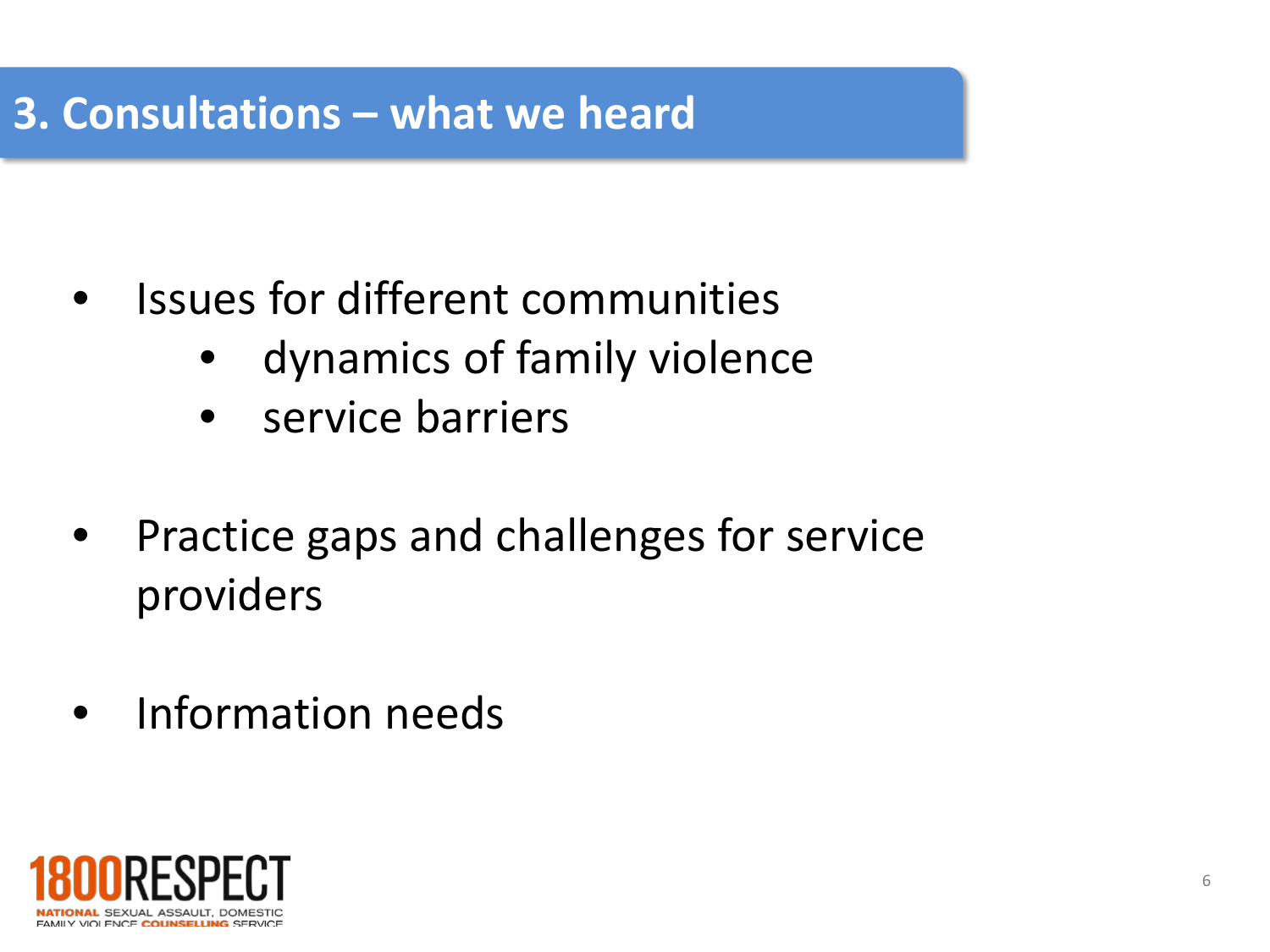# 3. Consultations – what we heard

- Issues for different communities
  - dynamics of family violence
  - service barriers
- Practice gaps and challenges for service providers
- Information needs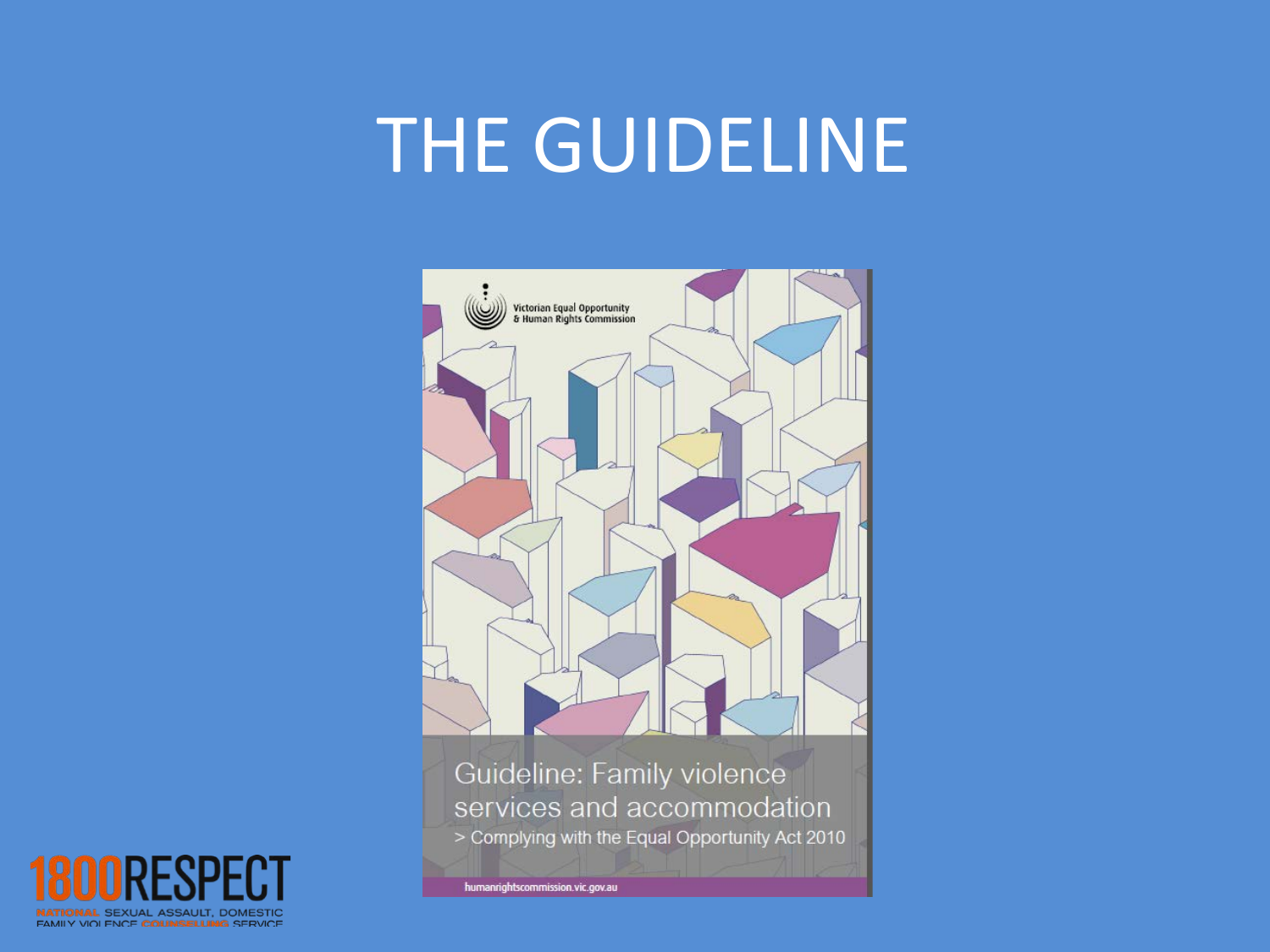# THE GUIDELINE

Victorian Equal Opportunity & Human Rights Commission

Guideline: Family violence services and accommodation

> Complying with the Equal Opportunity Act 2010

humanrightscommission.vic.gov.au

1800RESPECT

NATIONAL SEXUAL ASSAULT, DOMESTIC FAMILY VIOLENCE COUNSELLING SERVICE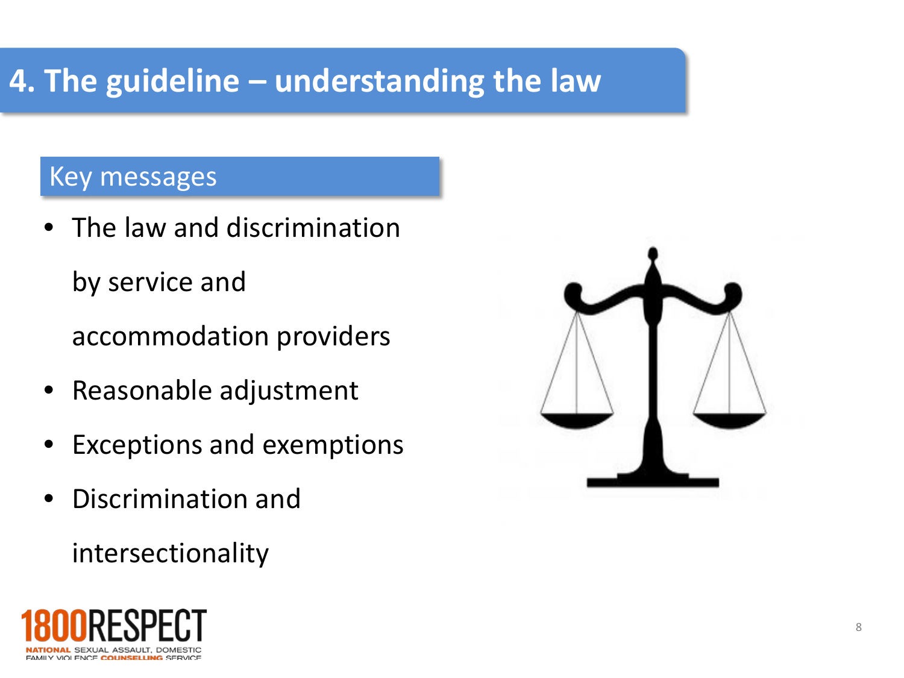# 4. The guideline – understanding the law

## Key messages

- The law and discrimination by service and accommodation providers
- Reasonable adjustment
- Exceptions and exemptions
- Discrimination and intersectionality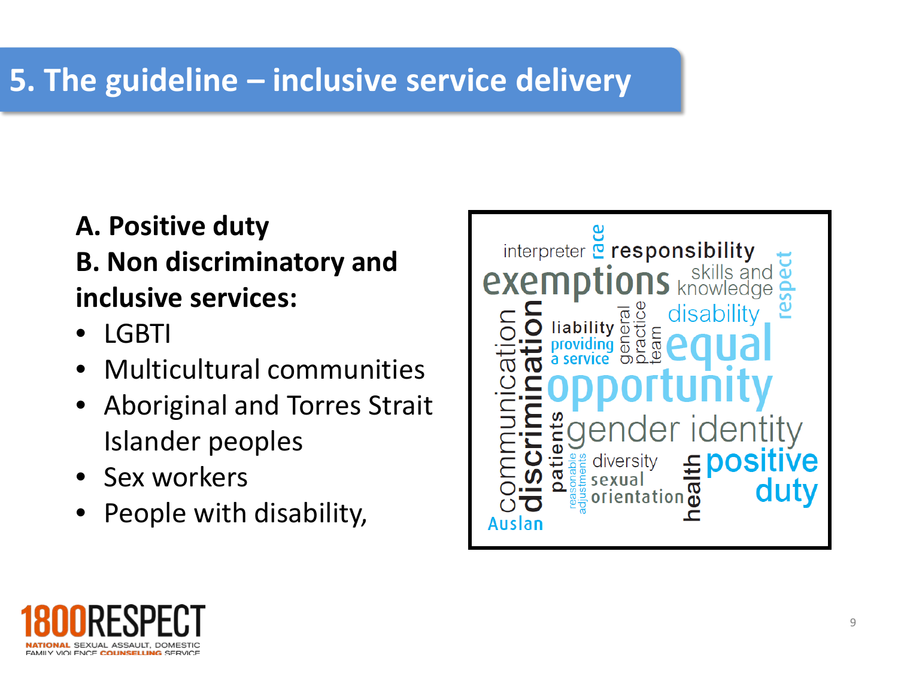# 5. The guideline – inclusive service delivery

**A. Positive duty**

**B. Non discriminatory and inclusive services:**

- LGBTI
- Multicultural communities
- Aboriginal and Torres Strait Islander peoples
- Sex workers
- People with disability,

interpreter race responsibility exemptions skills and knowledge respect communication discrimination liability providing a service general practice team disability equal opportunity patients gender identity reasonable adjustments diversity sexual orientation health positive duty Auslan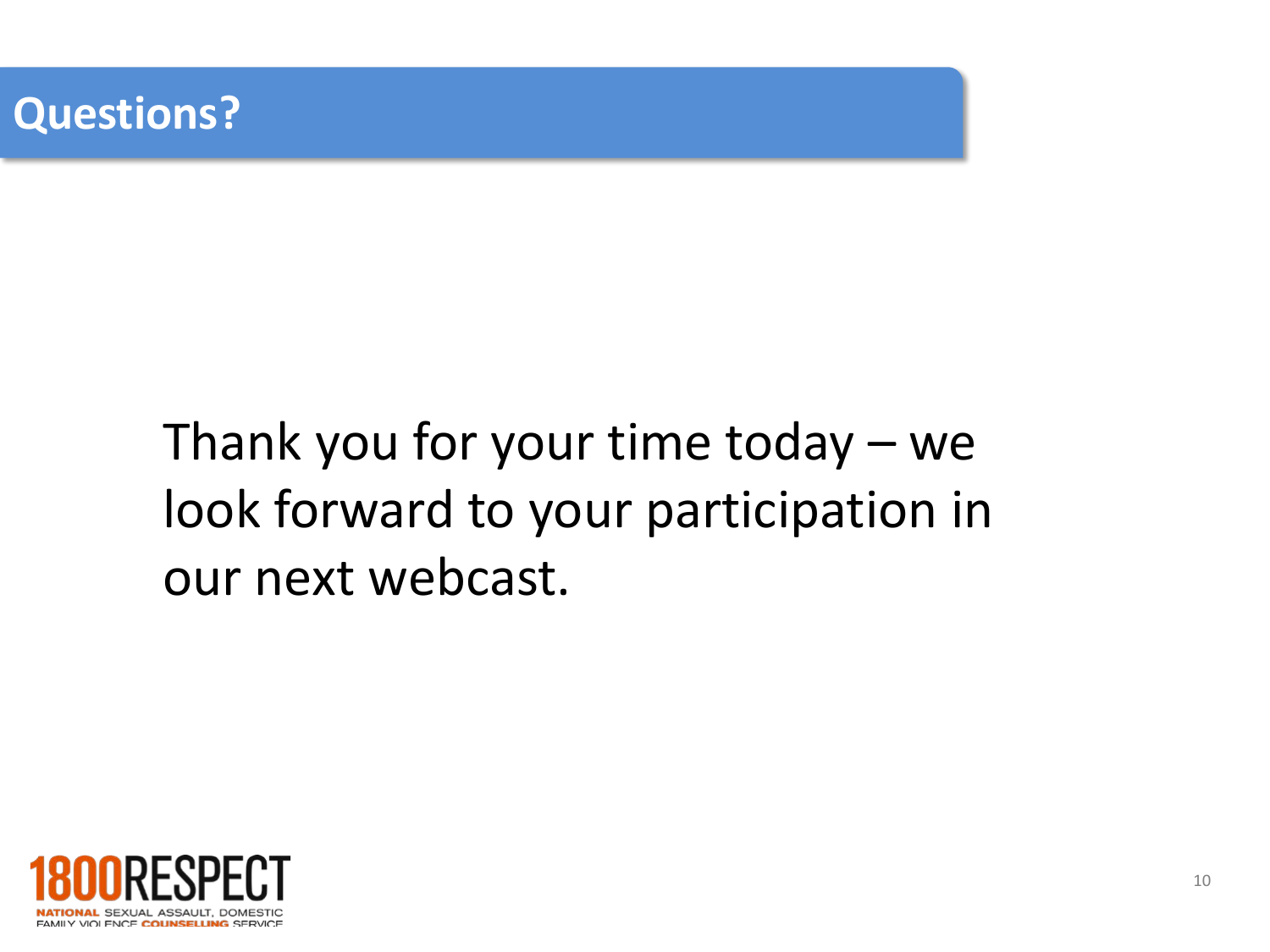# Questions?

Thank you for your time today – we look forward to your participation in our next webcast.

1800RESPECT

NATIONAL SEXUAL ASSAULT, DOMESTIC FAMILY VIOLENCE COUNSELLING SERVICE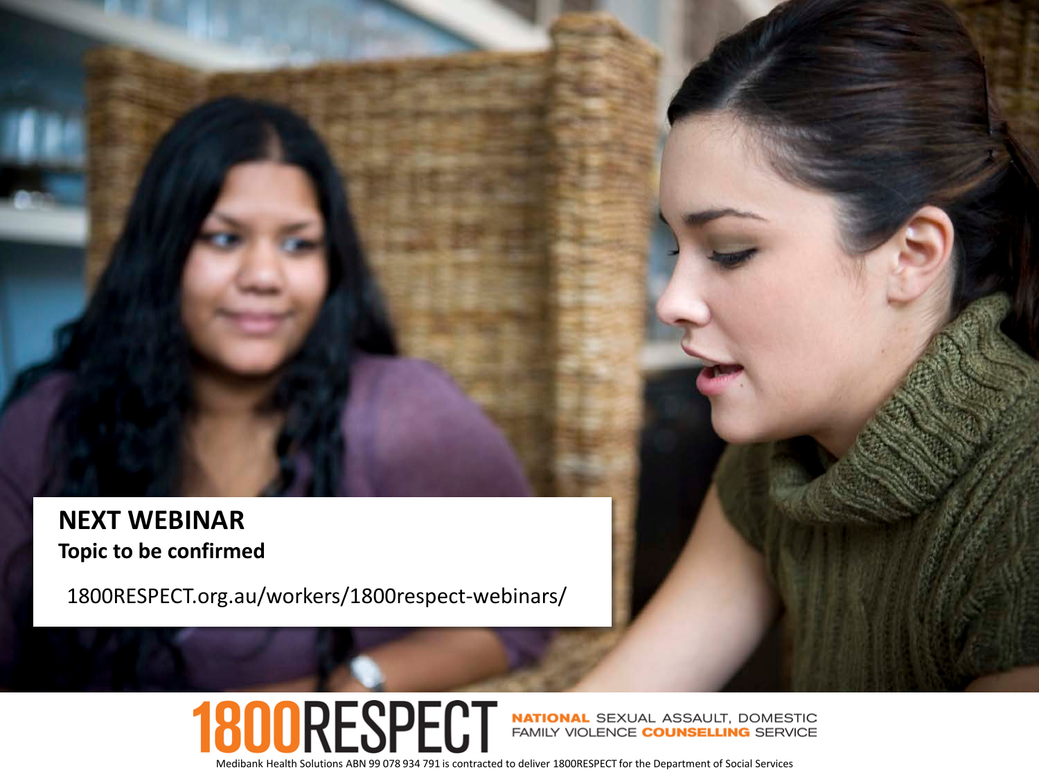**NEXT WEBINAR**

**Topic to be confirmed**

1800RESPECT.org.au/workers/1800respect-webinars/

1800RESPECT NATIONAL SEXUAL ASSAULT, DOMESTIC FAMILY VIOLENCE COUNSELLING SERVICE

Medibank Health Solutions ABN 99 078 934 791 is contracted to deliver 1800RESPECT for the Department of Social Services